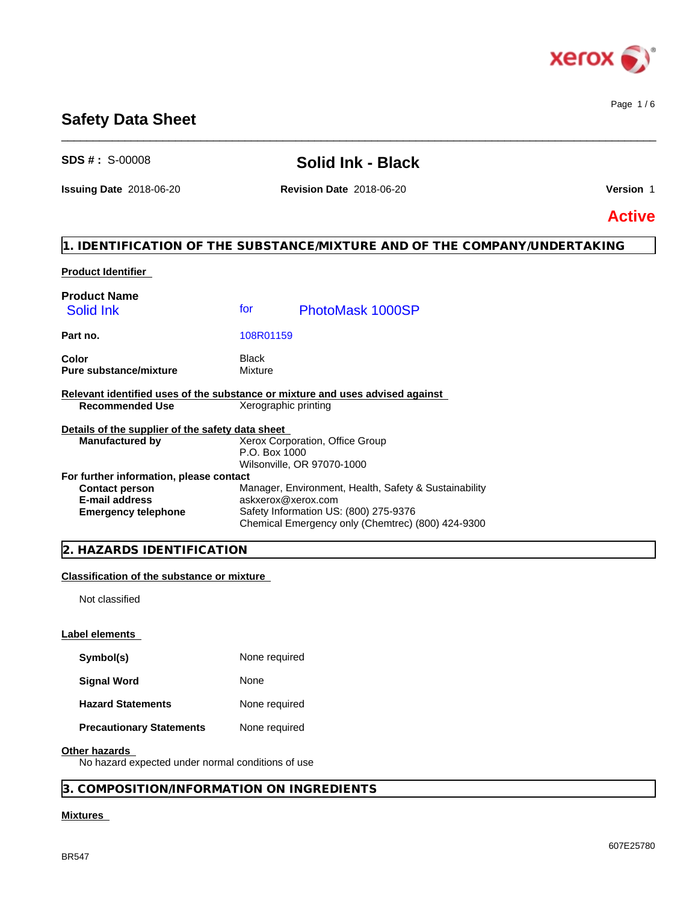# Safety Data Sheet

**SDS # :** S-00008

## Solid Ink - Black

**Issuing Date** 2018-06-20 **Revision Date** 2018-06-20 **Version** 1

**Active**

## 1. IDENTIFICATION OF THE SUBSTANCE/MIXTURE AND OF THE COMPANY/UNDERTAKING

**Product Identifier**

**Product Name**
Solid Ink for PhotoMask 1000SP

**Part no.** 108R01159

**Color** Black
**Pure substance/mixture** Mixture

**Relevant identified uses of the substance or mixture and uses advised against**
**Recommended Use** Xerographic printing

**Details of the supplier of the safety data sheet**
**Manufactured by** Xerox Corporation, Office Group
P.O. Box 1000
Wilsonville, OR 97070-1000

**For further information, please contact**
**Contact person** Manager, Environment, Health, Safety & Sustainability
**E-mail address** askxerox@xerox.com
**Emergency telephone** Safety Information US: (800) 275-9376
Chemical Emergency only (Chemtrec) (800) 424-9300

## 2. HAZARDS IDENTIFICATION

**Classification of the substance or mixture**

Not classified

**Label elements**

**Symbol(s)** None required

**Signal Word** None

**Hazard Statements** None required

**Precautionary Statements** None required

**Other hazards**
No hazard expected under normal conditions of use

## 3. COMPOSITION/INFORMATION ON INGREDIENTS

**Mixtures**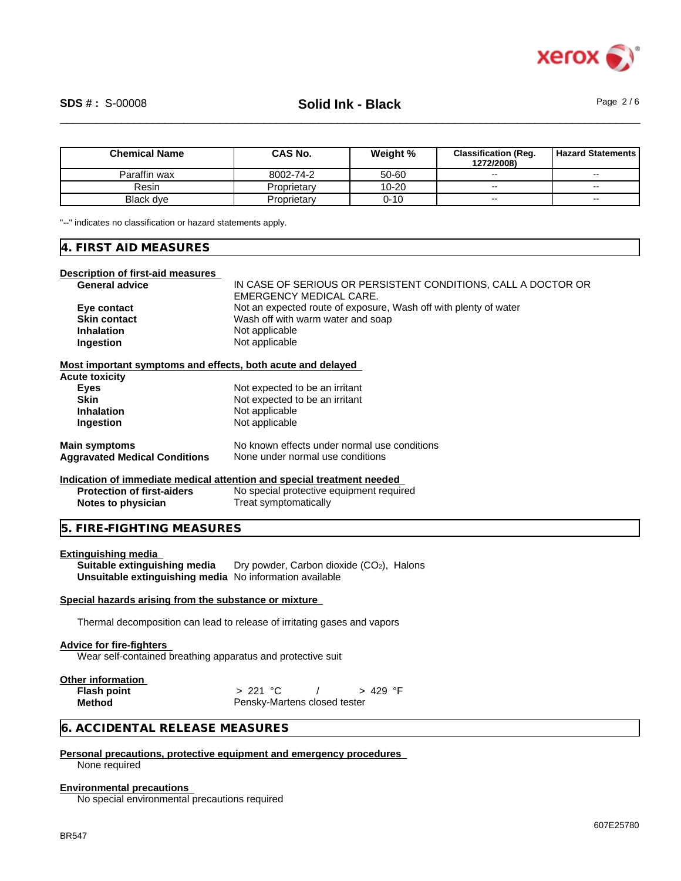| Chemical Name | CAS No. | Weight % | Classification (Reg. 1272/2008) | Hazard Statements |
|---|---|---|---|---|
| Paraffin wax | 8002-74-2 | 50-60 | -- | -- |
| Resin | Proprietary | 10-20 | -- | -- |
| Black dye | Proprietary | 0-10 | -- | -- |

"--" indicates no classification or hazard statements apply.

## 4. FIRST AID MEASURES

**Description of first-aid measures**

**General advice** IN CASE OF SERIOUS OR PERSISTENT CONDITIONS, CALL A DOCTOR OR EMERGENCY MEDICAL CARE.

**Eye contact** Not an expected route of exposure, Wash off with plenty of water

**Skin contact** Wash off with warm water and soap

**Inhalation** Not applicable

**Ingestion** Not applicable

**Most important symptoms and effects, both acute and delayed**

**Acute toxicity**

**Eyes** Not expected to be an irritant

**Skin** Not expected to be an irritant

**Inhalation** Not applicable

**Ingestion** Not applicable

**Main symptoms** No known effects under normal use conditions

**Aggravated Medical Conditions** None under normal use conditions

**Indication of immediate medical attention and special treatment needed**

**Protection of first-aiders** No special protective equipment required

**Notes to physician** Treat symptomatically

## 5. FIRE-FIGHTING MEASURES

**Extinguishing media**

**Suitable extinguishing media** Dry powder, Carbon dioxide ($CO_2$), Halons

**Unsuitable extinguishing media** No information available

**Special hazards arising from the substance or mixture**

Thermal decomposition can lead to release of irritating gases and vapors

**Advice for fire-fighters**

Wear self-contained breathing apparatus and protective suit

**Other information**

**Flash point** > 221 °C / > 429 °F

**Method** Pensky-Martens closed tester

## 6. ACCIDENTAL RELEASE MEASURES

**Personal precautions, protective equipment and emergency procedures**

None required

**Environmental precautions**

No special environmental precautions required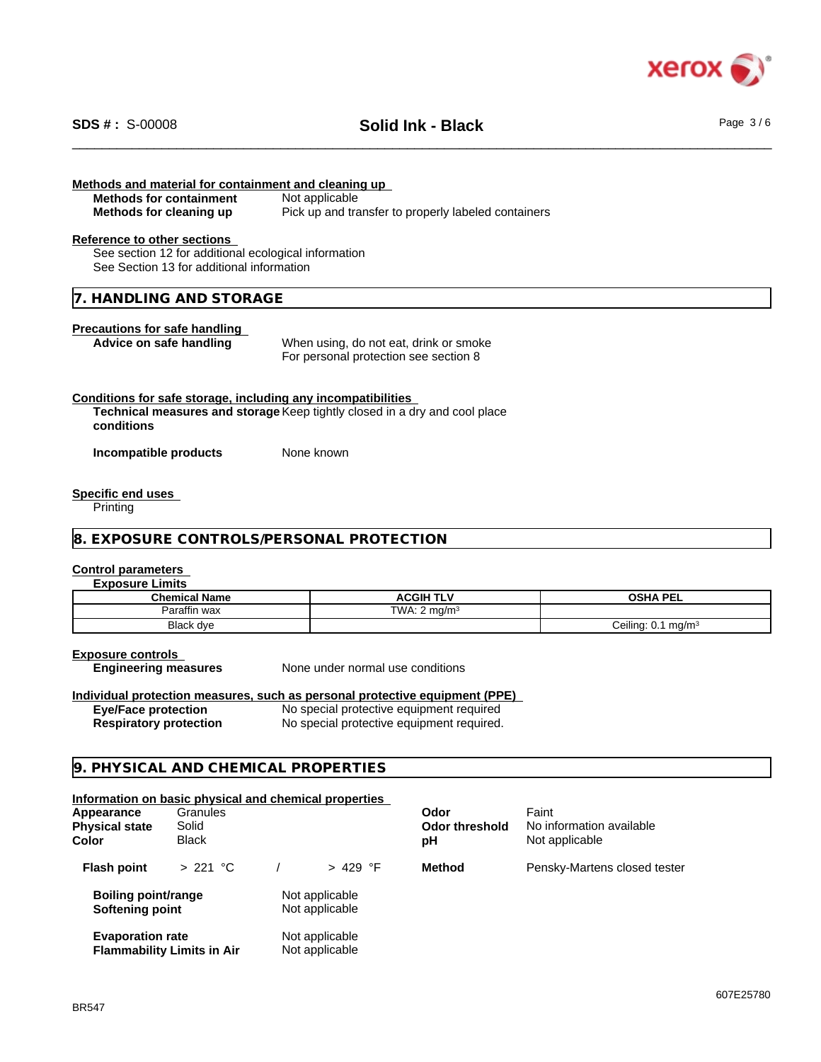**Methods and material for containment and cleaning up**

**Methods for containment** Not applicable
**Methods for cleaning up** Pick up and transfer to properly labeled containers

**Reference to other sections**

See section 12 for additional ecological information
See Section 13 for additional information

## 7. HANDLING AND STORAGE

**Precautions for safe handling**

**Advice on safe handling** When using, do not eat, drink or smoke
For personal protection see section 8

**Conditions for safe storage, including any incompatibilities**

**Technical measures and storage conditions** Keep tightly closed in a dry and cool place

**Incompatible products** None known

**Specific end uses**

Printing

## 8. EXPOSURE CONTROLS/PERSONAL PROTECTION

**Control parameters**

**Exposure Limits**

| Chemical Name | ACGIH TLV | OSHA PEL |
|---|---|---|
| Paraffin wax | TWA: 2 mg/m³ | |
| Black dye | | Ceiling: 0.1 mg/m³ |

**Exposure controls**

**Engineering measures** None under normal use conditions

**Individual protection measures, such as personal protective equipment (PPE)**

**Eye/Face protection** No special protective equipment required
**Respiratory protection** No special protective equipment required.

## 9. PHYSICAL AND CHEMICAL PROPERTIES

**Information on basic physical and chemical properties**

**Appearance** Granules
**Physical state** Solid
**Color** Black
**Odor** Faint
**Odor threshold** No information available
**pH** Not applicable

**Flash point** > 221 °C / > 429 °F **Method** Pensky-Martens closed tester

**Boiling point/range** Not applicable
**Softening point** Not applicable

**Evaporation rate** Not applicable
**Flammability Limits in Air** Not applicable

BR547

607E25780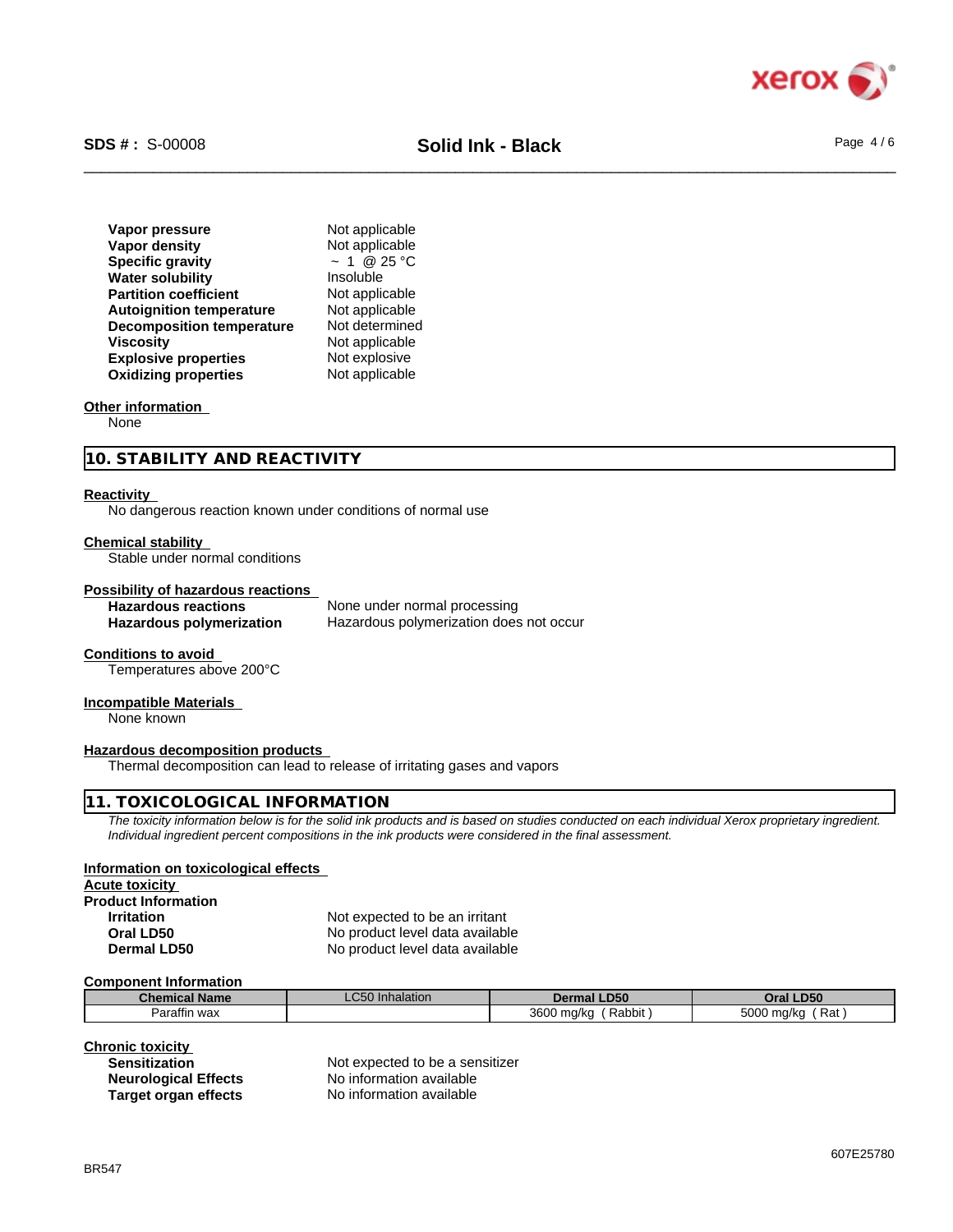| | |
|---|---|
| **Vapor pressure** | Not applicable |
| **Vapor density** | Not applicable |
| **Specific gravity** | ~ 1 @ 25 °C |
| **Water solubility** | Insoluble |
| **Partition coefficient** | Not applicable |
| **Autoignition temperature** | Not applicable |
| **Decomposition temperature** | Not determined |
| **Viscosity** | Not applicable |
| **Explosive properties** | Not explosive |
| **Oxidizing properties** | Not applicable |

**Other information**

None

## 10. STABILITY AND REACTIVITY

**Reactivity**

No dangerous reaction known under conditions of normal use

**Chemical stability**

Stable under normal conditions

**Possibility of hazardous reactions**

| | |
|---|---|
| **Hazardous reactions** | None under normal processing |
| **Hazardous polymerization** | Hazardous polymerization does not occur |

**Conditions to avoid**

Temperatures above 200°C

**Incompatible Materials**

None known

**Hazardous decomposition products**

Thermal decomposition can lead to release of irritating gases and vapors

## 11. TOXICOLOGICAL INFORMATION

*The toxicity information below is for the solid ink products and is based on studies conducted on each individual Xerox proprietary ingredient. Individual ingredient percent compositions in the ink products were considered in the final assessment.*

**Information on toxicological effects**

**Acute toxicity**

**Product Information**

| | |
|---|---|
| **Irritation** | Not expected to be an irritant |
| **Oral LD50** | No product level data available |
| **Dermal LD50** | No product level data available |

**Component Information**

| Chemical Name | LC50 Inhalation | Dermal LD50 | Oral LD50 |
|---|---|---|---|
| Paraffin wax | | 3600 mg/kg ( Rabbit ) | 5000 mg/kg ( Rat ) |

**Chronic toxicity**

| | |
|---|---|
| **Sensitization** | Not expected to be a sensitizer |
| **Neurological Effects** | No information available |
| **Target organ effects** | No information available |

BR547

607E25780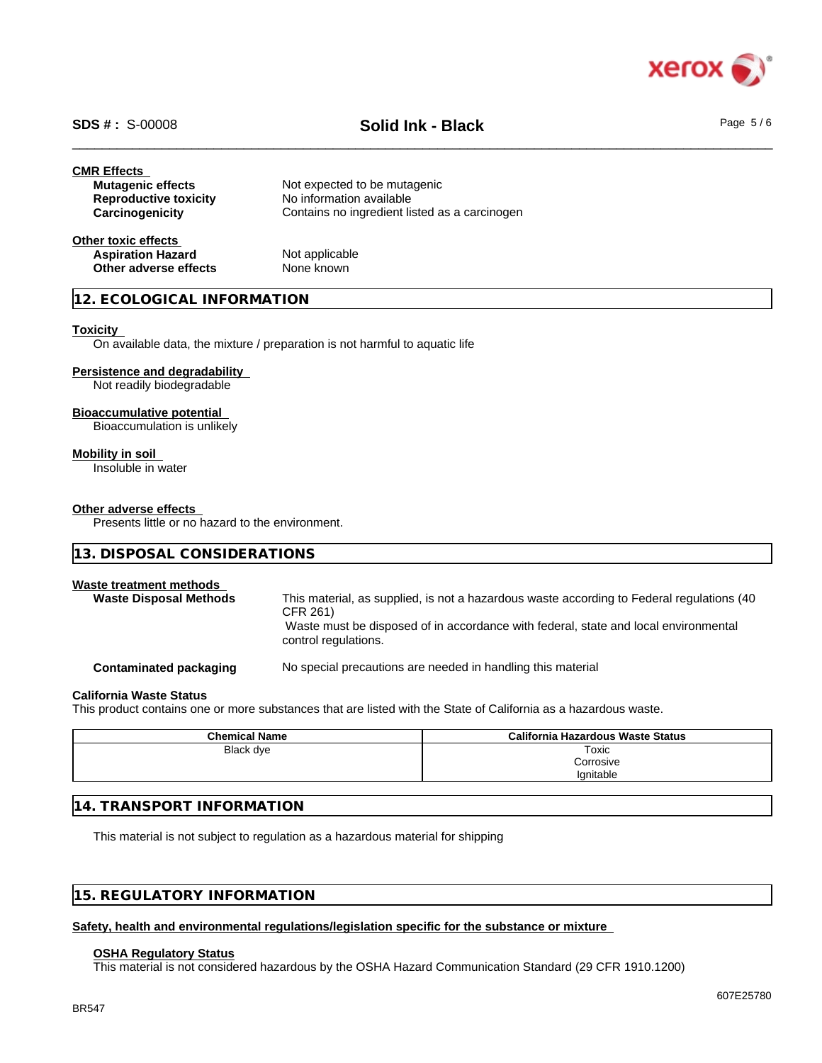**CMR Effects**

| | |
|---|---|
| **Mutagenic effects** | Not expected to be mutagenic |
| **Reproductive toxicity** | No information available |
| **Carcinogenicity** | Contains no ingredient listed as a carcinogen |

**Other toxic effects**

| | |
|---|---|
| **Aspiration Hazard** | Not applicable |
| **Other adverse effects** | None known |

## 12. ECOLOGICAL INFORMATION

**Toxicity**

On available data, the mixture / preparation is not harmful to aquatic life

**Persistence and degradability**

Not readily biodegradable

**Bioaccumulative potential**

Bioaccumulation is unlikely

**Mobility in soil**

Insoluble in water

**Other adverse effects**

Presents little or no hazard to the environment.

## 13. DISPOSAL CONSIDERATIONS

**Waste treatment methods**

| | |
|---|---|
| **Waste Disposal Methods** | This material, as supplied, is not a hazardous waste according to Federal regulations (40 CFR 261) Waste must be disposed of in accordance with federal, state and local environmental control regulations. |
| **Contaminated packaging** | No special precautions are needed in handling this material |

**California Waste Status**

This product contains one or more substances that are listed with the State of California as a hazardous waste.

| Chemical Name | California Hazardous Waste Status |
|---|---|
| Black dye | Toxic<br>Corrosive<br>Ignitable |

## 14. TRANSPORT INFORMATION

This material is not subject to regulation as a hazardous material for shipping

## 15. REGULATORY INFORMATION

**Safety, health and environmental regulations/legislation specific for the substance or mixture**

**OSHA Regulatory Status**

This material is not considered hazardous by the OSHA Hazard Communication Standard (29 CFR 1910.1200)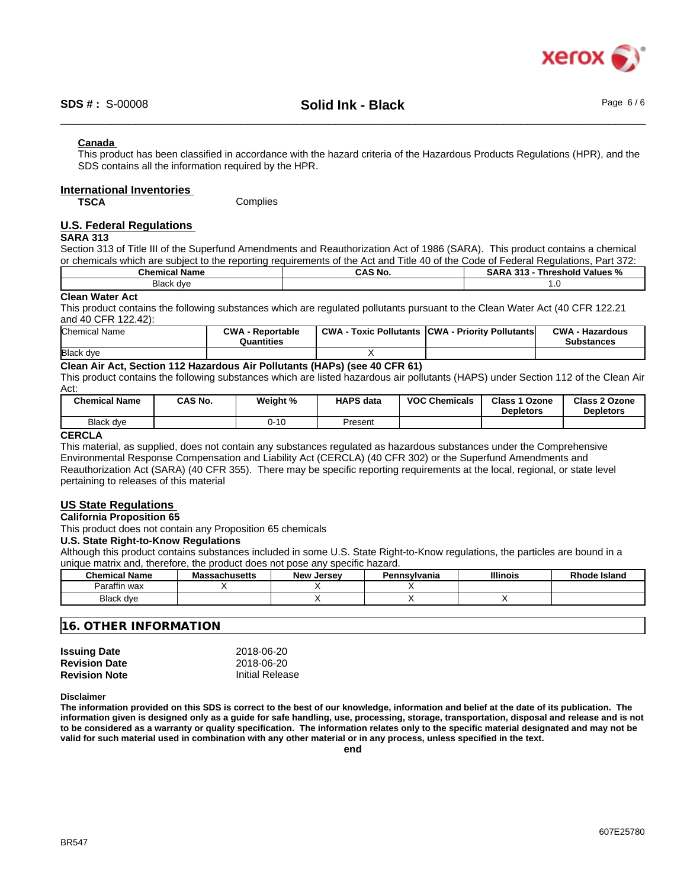#### Canada

This product has been classified in accordance with the hazard criteria of the Hazardous Products Regulations (HPR), and the SDS contains all the information required by the HPR.

#### International Inventories

**TSCA** Complies

#### U.S. Federal Regulations

**SARA 313**

Section 313 of Title III of the Superfund Amendments and Reauthorization Act of 1986 (SARA). This product contains a chemical or chemicals which are subject to the reporting requirements of the Act and Title 40 of the Code of Federal Regulations, Part 372:

| Chemical Name | CAS No. | SARA 313 - Threshold Values % |
|---|---|---|
| Black dye | | 1.0 |

**Clean Water Act**

This product contains the following substances which are regulated pollutants pursuant to the Clean Water Act (40 CFR 122.21 and 40 CFR 122.42):

| Chemical Name | CWA - Reportable Quantities | CWA - Toxic Pollutants | CWA - Priority Pollutants | CWA - Hazardous Substances |
|---|---|---|---|---|
| Black dye | | X | | |

**Clean Air Act, Section 112 Hazardous Air Pollutants (HAPs) (see 40 CFR 61)**

This product contains the following substances which are listed hazardous air pollutants (HAPS) under Section 112 of the Clean Air Act:

| Chemical Name | CAS No. | Weight % | HAPS data | VOC Chemicals | Class 1 Ozone Depletors | Class 2 Ozone Depletors |
|---|---|---|---|---|---|---|
| Black dye | | 0-10 | Present | | | |

**CERCLA**

This material, as supplied, does not contain any substances regulated as hazardous substances under the Comprehensive Environmental Response Compensation and Liability Act (CERCLA) (40 CFR 302) or the Superfund Amendments and Reauthorization Act (SARA) (40 CFR 355). There may be specific reporting requirements at the local, regional, or state level pertaining to releases of this material

#### US State Regulations

**California Proposition 65**

This product does not contain any Proposition 65 chemicals

**U.S. State Right-to-Know Regulations**

Although this product contains substances included in some U.S. State Right-to-Know regulations, the particles are bound in a unique matrix and, therefore, the product does not pose any specific hazard.

| Chemical Name | Massachusetts | New Jersey | Pennsylvania | Illinois | Rhode Island |
|---|---|---|---|---|---|
| Paraffin wax | X | X | X | | |
| Black dye | | X | X | X | |

## 16. OTHER INFORMATION

**Issuing Date** 2018-06-20
**Revision Date** 2018-06-20
**Revision Note** Initial Release

**Disclaimer**

**The information provided on this SDS is correct to the best of our knowledge, information and belief at the date of its publication. The information given is designed only as a guide for safe handling, use, processing, storage, transportation, disposal and release and is not to be considered as a warranty or quality specification. The information relates only to the specific material designated and may not be valid for such material used in combination with any other material or in any process, unless specified in the text.**

**end**